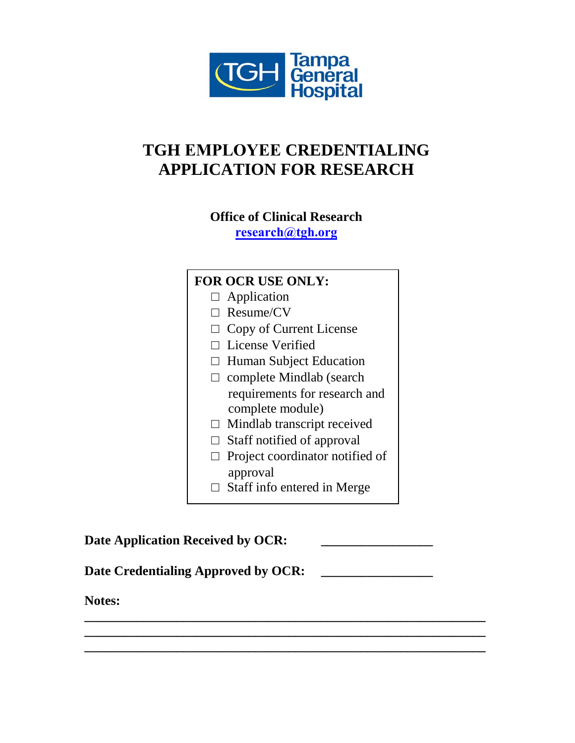Tampa General Hospital

# TGH EMPLOYEE CREDENTIALING APPLICATION FOR RESEARCH

**Office of Clinical Research**
**research@tgh.org**

**FOR OCR USE ONLY:**

- ☐ Application
- ☐ Resume/CV
- ☐ Copy of Current License
- ☐ License Verified
- ☐ Human Subject Education
- ☐ complete Mindlab (search requirements for research and complete module)
- ☐ Mindlab transcript received
- ☐ Staff notified of approval
- ☐ Project coordinator notified of approval
- ☐ Staff info entered in Merge

**Date Application Received by OCR:** _________________

**Date Credentialing Approved by OCR:** _________________

**Notes:**

______________________________________________________________

______________________________________________________________

______________________________________________________________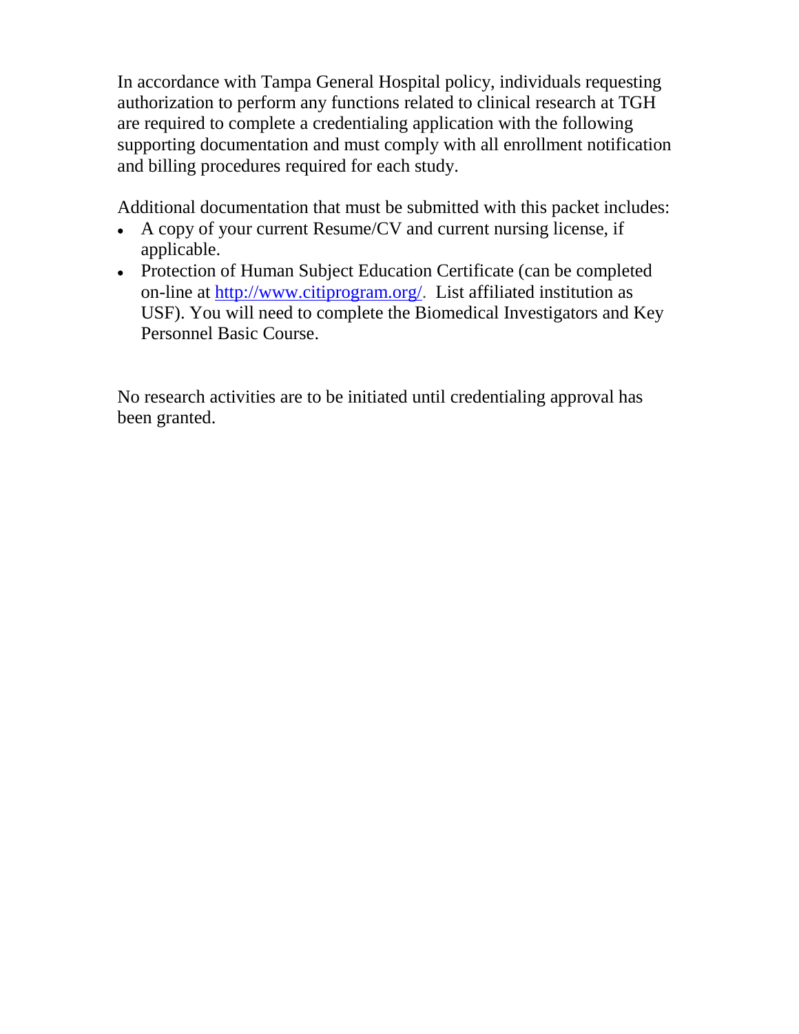In accordance with Tampa General Hospital policy, individuals requesting authorization to perform any functions related to clinical research at TGH are required to complete a credentialing application with the following supporting documentation and must comply with all enrollment notification and billing procedures required for each study.

Additional documentation that must be submitted with this packet includes:

- A copy of your current Resume/CV and current nursing license, if applicable.
- Protection of Human Subject Education Certificate (can be completed on-line at [http://www.citiprogram.org/](http://www.citiprogram.org/). List affiliated institution as USF). You will need to complete the Biomedical Investigators and Key Personnel Basic Course.

No research activities are to be initiated until credentialing approval has been granted.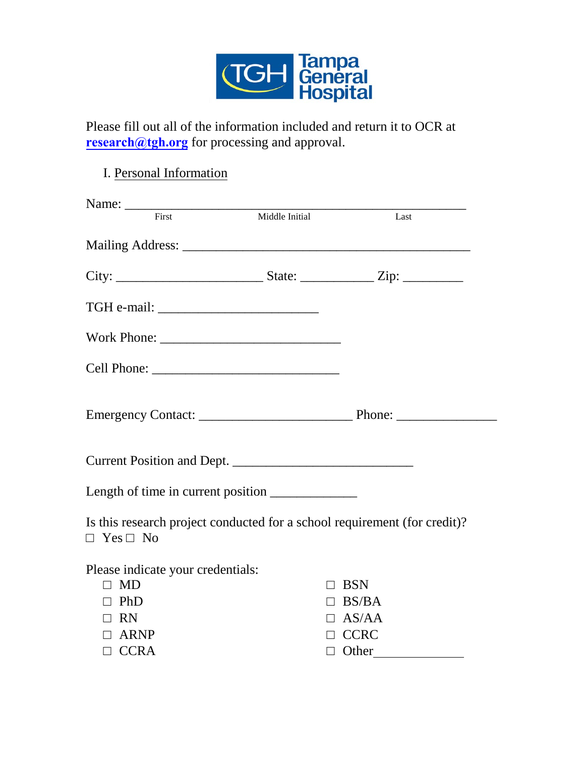Please fill out all of the information included and return it to OCR at **research@tgh.org** for processing and approval.

## I. Personal Information

Name: ______________________________________________________

First Middle Initial Last

Mailing Address: ____________________________________________

City: ______________________ State: ___________ Zip: _________

TGH e-mail: ________________________

Work Phone: ___________________________

Cell Phone: ____________________________

Emergency Contact: _______________________ Phone: _______________

Current Position and Dept. ___________________________

Length of time in current position _____________

Is this research project conducted for a school requirement (for credit)?

☐ Yes ☐ No

Please indicate your credentials:

- ☐ MD
- ☐ PhD
- ☐ RN
- ☐ ARNP
- ☐ CCRA
- ☐ BSN
- ☐ BS/BA
- ☐ AS/AA
- ☐ CCRC
- ☐ Other_____________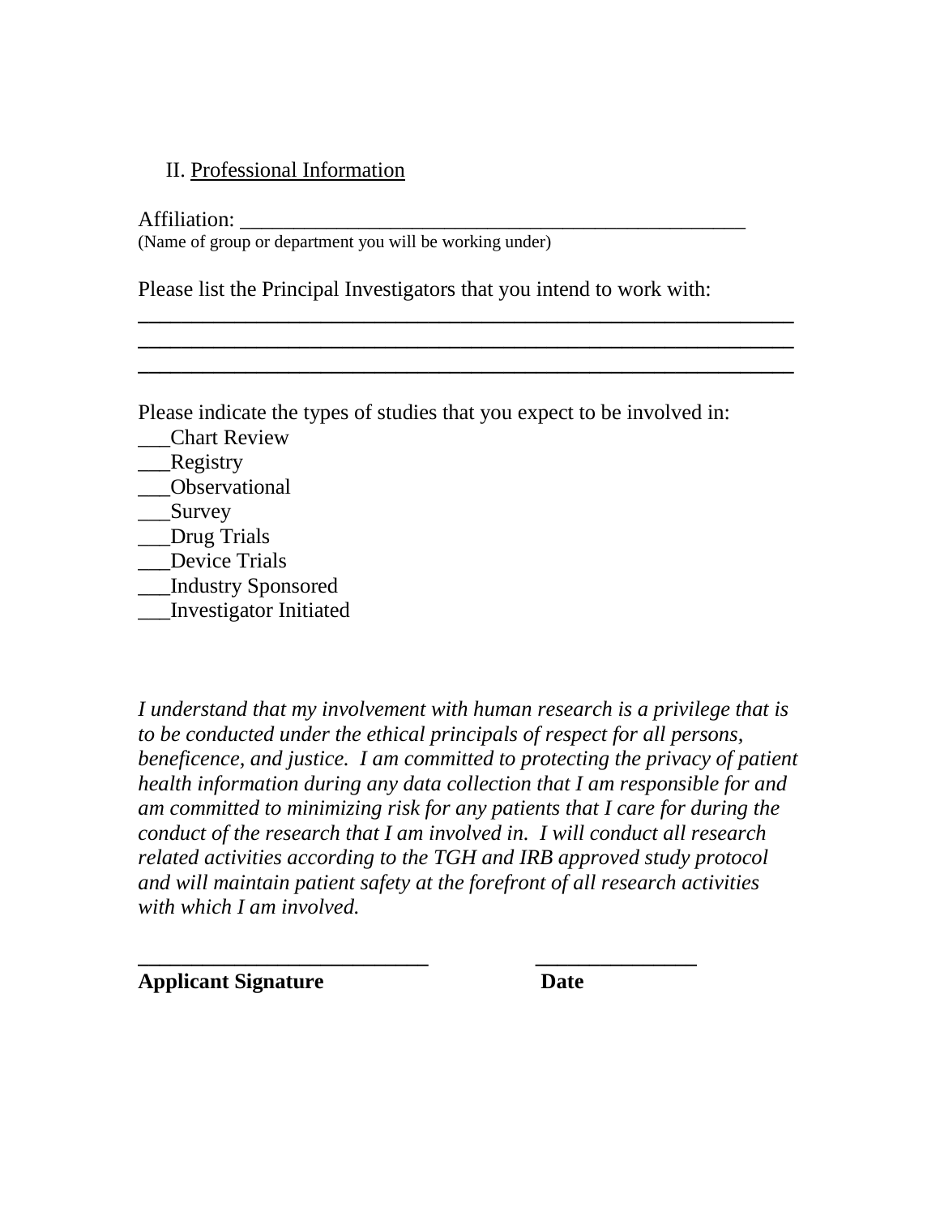## II. Professional Information

Affiliation: ___________________________________________________
(Name of group or department you will be working under)

Please list the Principal Investigators that you intend to work with:
____________________________________________________________
____________________________________________________________
____________________________________________________________

Please indicate the types of studies that you expect to be involved in:
___Chart Review
___Registry
___Observational
___Survey
___Drug Trials
___Device Trials
___Industry Sponsored
___Investigator Initiated

*I understand that my involvement with human research is a privilege that is to be conducted under the ethical principals of respect for all persons, beneficence, and justice. I am committed to protecting the privacy of patient health information during any data collection that I am responsible for and am committed to minimizing risk for any patients that I care for during the conduct of the research that I am involved in. I will conduct all research related activities according to the TGH and IRB approved study protocol and will maintain patient safety at the forefront of all research activities with which I am involved.*

___________________________ ______________
**Applicant Signature** **Date**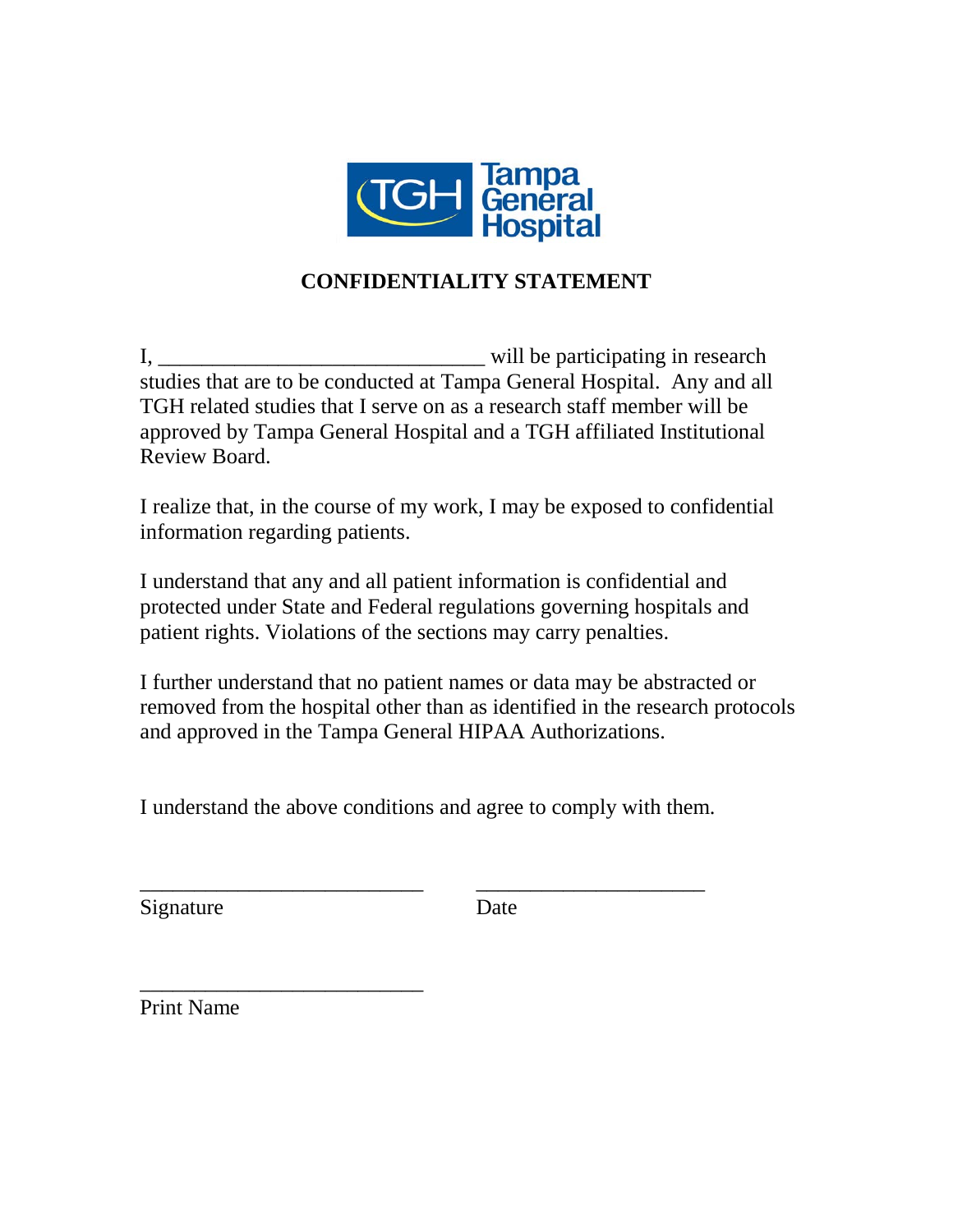TGH Tampa General Hospital

## CONFIDENTIALITY STATEMENT

I, ______________________________ will be participating in research studies that are to be conducted at Tampa General Hospital. Any and all TGH related studies that I serve on as a research staff member will be approved by Tampa General Hospital and a TGH affiliated Institutional Review Board.

I realize that, in the course of my work, I may be exposed to confidential information regarding patients.

I understand that any and all patient information is confidential and protected under State and Federal regulations governing hospitals and patient rights. Violations of the sections may carry penalties.

I further understand that no patient names or data may be abstracted or removed from the hospital other than as identified in the research protocols and approved in the Tampa General HIPAA Authorizations.

I understand the above conditions and agree to comply with them.

__________________________ _____________________
Signature Date

__________________________
Print Name